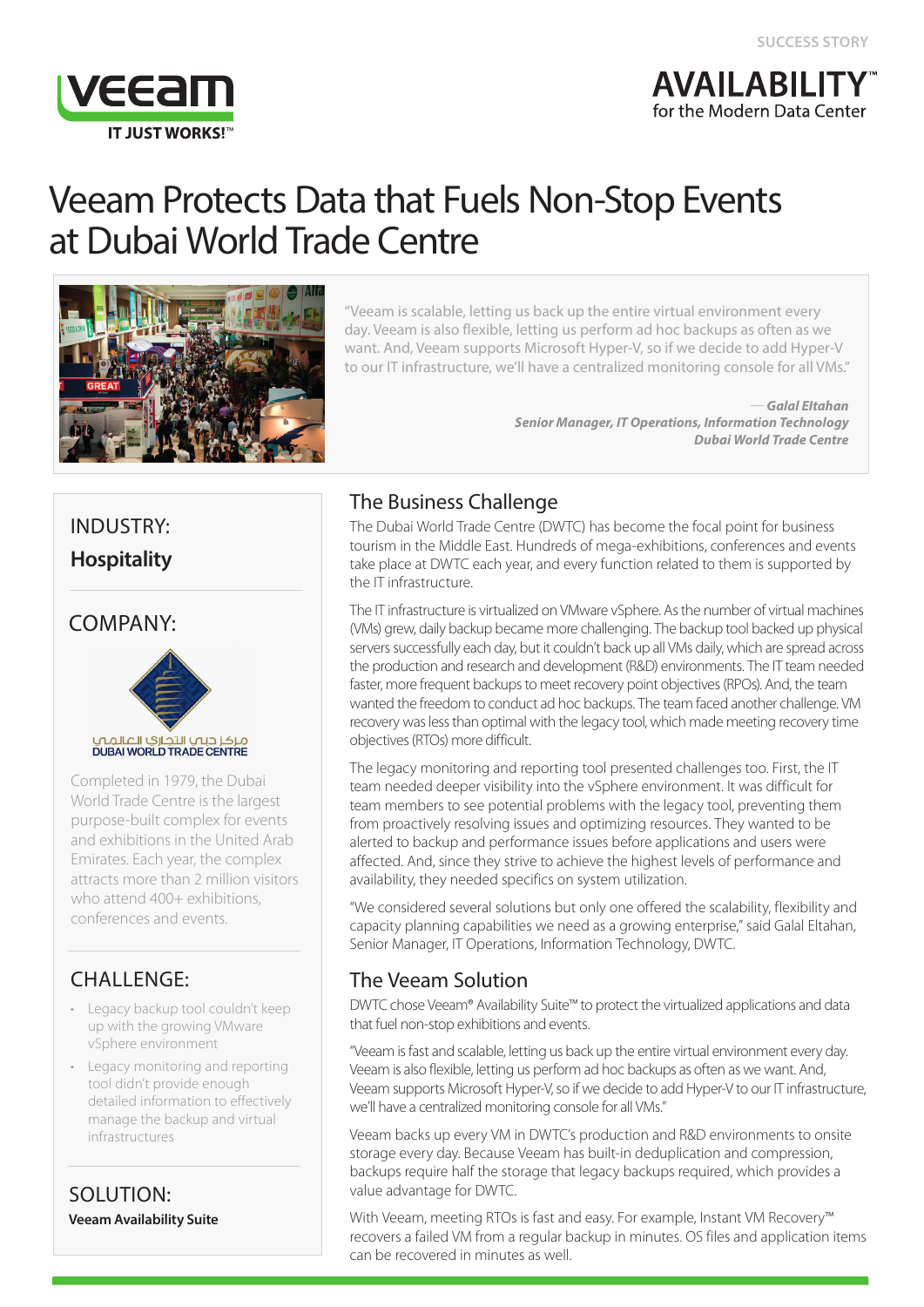SUCCESS STORY

**AVAILABILITY™**
for the Modern Data Center

IT JUST WORKS!™

# Veeam Protects Data that Fuels Non-Stop Events at Dubai World Trade Centre

"Veeam is scalable, letting us back up the entire virtual environment every day. Veeam is also flexible, letting us perform ad hoc backups as often as we want. And, Veeam supports Microsoft Hyper-V, so if we decide to add Hyper-V to our IT infrastructure, we'll have a centralized monitoring console for all VMs."

— ***Galal Eltahan***
***Senior Manager, IT Operations, Information Technology***
***Dubai World Trade Centre***

## INDUSTRY:

**Hospitality**

## COMPANY:

مركز دبي التجاري العالمي
DUBAI WORLD TRADE CENTRE

Completed in 1979, the Dubai World Trade Centre is the largest purpose-built complex for events and exhibitions in the United Arab Emirates. Each year, the complex attracts more than 2 million visitors who attend 400+ exhibitions, conferences and events.

## CHALLENGE:

- Legacy backup tool couldn't keep up with the growing VMware vSphere environment
- Legacy monitoring and reporting tool didn't provide enough detailed information to effectively manage the backup and virtual infrastructures

## SOLUTION:

**Veeam Availability Suite**

## The Business Challenge

The Dubai World Trade Centre (DWTC) has become the focal point for business tourism in the Middle East. Hundreds of mega-exhibitions, conferences and events take place at DWTC each year, and every function related to them is supported by the IT infrastructure.

The IT infrastructure is virtualized on VMware vSphere. As the number of virtual machines (VMs) grew, daily backup became more challenging. The backup tool backed up physical servers successfully each day, but it couldn't back up all VMs daily, which are spread across the production and research and development (R&D) environments. The IT team needed faster, more frequent backups to meet recovery point objectives (RPOs). And, the team wanted the freedom to conduct ad hoc backups. The team faced another challenge. VM recovery was less than optimal with the legacy tool, which made meeting recovery time objectives (RTOs) more difficult.

The legacy monitoring and reporting tool presented challenges too. First, the IT team needed deeper visibility into the vSphere environment. It was difficult for team members to see potential problems with the legacy tool, preventing them from proactively resolving issues and optimizing resources. They wanted to be alerted to backup and performance issues before applications and users were affected. And, since they strive to achieve the highest levels of performance and availability, they needed specifics on system utilization.

"We considered several solutions but only one offered the scalability, flexibility and capacity planning capabilities we need as a growing enterprise," said Galal Eltahan, Senior Manager, IT Operations, Information Technology, DWTC.

## The Veeam Solution

DWTC chose Veeam® Availability Suite™ to protect the virtualized applications and data that fuel non-stop exhibitions and events.

"Veeam is fast and scalable, letting us back up the entire virtual environment every day. Veeam is also flexible, letting us perform ad hoc backups as often as we want. And, Veeam supports Microsoft Hyper-V, so if we decide to add Hyper-V to our IT infrastructure, we'll have a centralized monitoring console for all VMs."

Veeam backs up every VM in DWTC's production and R&D environments to onsite storage every day. Because Veeam has built-in deduplication and compression, backups require half the storage that legacy backups required, which provides a value advantage for DWTC.

With Veeam, meeting RTOs is fast and easy. For example, Instant VM Recovery™ recovers a failed VM from a regular backup in minutes. OS files and application items can be recovered in minutes as well.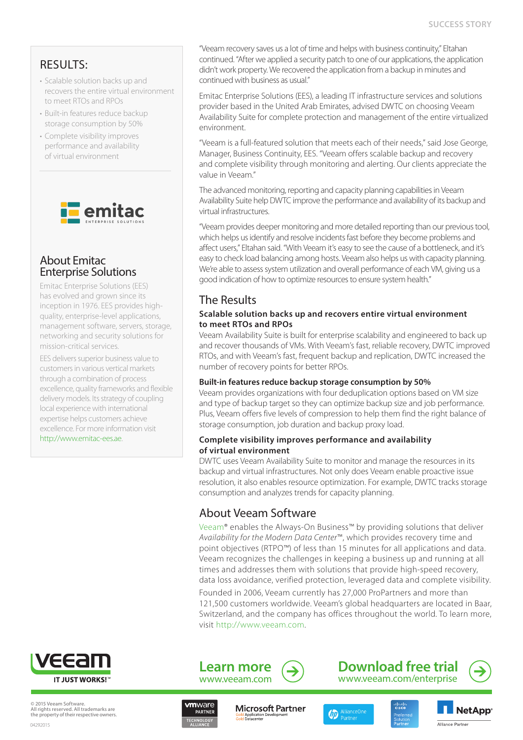## RESULTS:

- Scalable solution backs up and recovers the entire virtual environment to meet RTOs and RPOs
- Built-in features reduce backup storage consumption by 50%
- Complete visibility improves performance and availability of virtual environment

emitac
ENTERPRISE SOLUTIONS

## About Emitac Enterprise Solutions

Emitac Enterprise Solutions (EES) has evolved and grown since its inception in 1976. EES provides high-quality, enterprise-level applications, management software, servers, storage, networking and security solutions for mission-critical services.

EES delivers superior business value to customers in various vertical markets through a combination of process excellence, quality frameworks and flexible delivery models. Its strategy of coupling local experience with international expertise helps customers achieve excellence. For more information visit http://www.emitac-ees.ae.

"Veeam recovery saves us a lot of time and helps with business continuity," Eltahan continued. "After we applied a security patch to one of our applications, the application didn't work property. We recovered the application from a backup in minutes and continued with business as usual."

Emitac Enterprise Solutions (EES), a leading IT infrastructure services and solutions provider based in the United Arab Emirates, advised DWTC on choosing Veeam Availability Suite for complete protection and management of the entire virtualized environment.

"Veeam is a full-featured solution that meets each of their needs," said Jose George, Manager, Business Continuity, EES. "Veeam offers scalable backup and recovery and complete visibility through monitoring and alerting. Our clients appreciate the value in Veeam."

The advanced monitoring, reporting and capacity planning capabilities in Veeam Availability Suite help DWTC improve the performance and availability of its backup and virtual infrastructures.

"Veeam provides deeper monitoring and more detailed reporting than our previous tool, which helps us identify and resolve incidents fast before they become problems and affect users," Eltahan said. "With Veeam it's easy to see the cause of a bottleneck, and it's easy to check load balancing among hosts. Veeam also helps us with capacity planning. We're able to assess system utilization and overall performance of each VM, giving us a good indication of how to optimize resources to ensure system health."

## The Results

**Scalable solution backs up and recovers entire virtual environment to meet RTOs and RPOs**

Veeam Availability Suite is built for enterprise scalability and engineered to back up and recover thousands of VMs. With Veeam's fast, reliable recovery, DWTC improved RTOs, and with Veeam's fast, frequent backup and replication, DWTC increased the number of recovery points for better RPOs.

**Built-in features reduce backup storage consumption by 50%**

Veeam provides organizations with four deduplication options based on VM size and type of backup target so they can optimize backup size and job performance. Plus, Veeam offers five levels of compression to help them find the right balance of storage consumption, job duration and backup proxy load.

**Complete visibility improves performance and availability of virtual environment**

DWTC uses Veeam Availability Suite to monitor and manage the resources in its backup and virtual infrastructures. Not only does Veeam enable proactive issue resolution, it also enables resource optimization. For example, DWTC tracks storage consumption and analyzes trends for capacity planning.

## About Veeam Software

Veeam® enables the Always-On Business™ by providing solutions that deliver *Availability for the Modern Data Center™*, which provides recovery time and point objectives (RTPO™) of less than 15 minutes for all applications and data. Veeam recognizes the challenges in keeping a business up and running at all times and addresses them with solutions that provide high-speed recovery, data loss avoidance, verified protection, leveraged data and complete visibility.

Founded in 2006, Veeam currently has 27,000 ProPartners and more than 121,500 customers worldwide. Veeam's global headquarters are located in Baar, Switzerland, and the company has offices throughout the world. To learn more, visit http://www.veeam.com.

VEEAM
IT JUST WORKS!™

**Learn more**
www.veeam.com

**Download free trial**
www.veeam.com/enterprise

© 2015 Veeam Software.
All rights reserved. All trademarks are the property of their respective owners.

04292015

vmware PARTNER TECHNOLOGY ALLIANCE

Microsoft Partner
Gold Application Development
Gold Datacenter

AllianceOne Partner

cisco Preferred Solution Partner

NetApp Alliance Partner